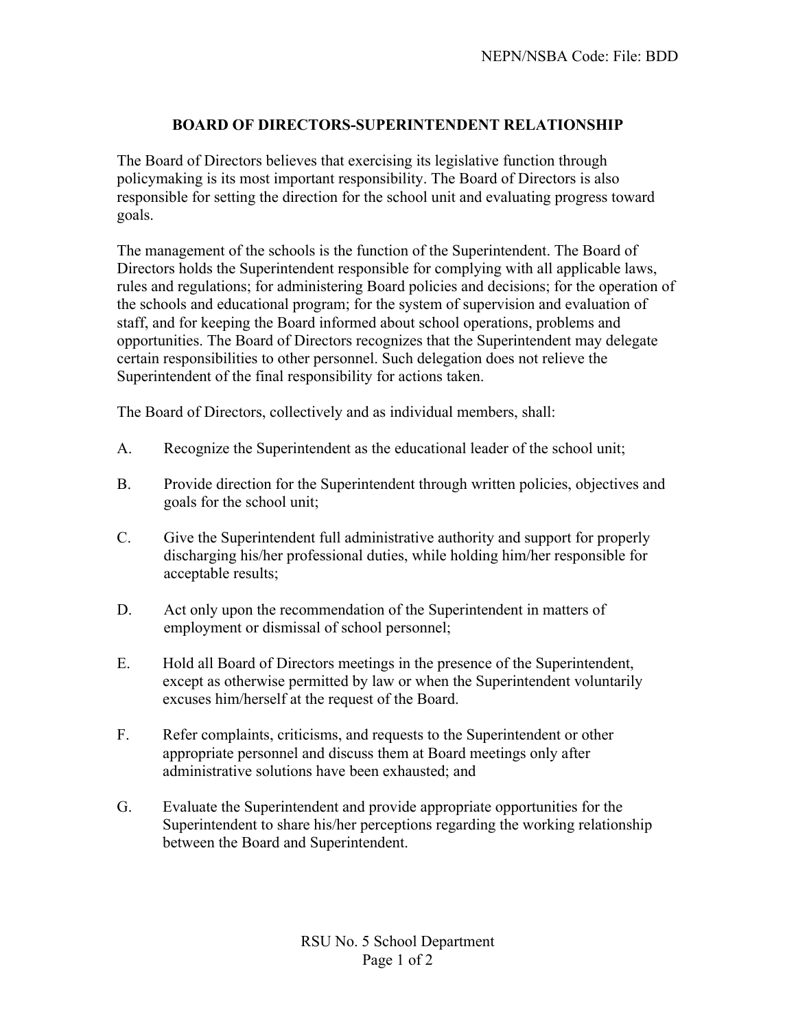# BOARD OF DIRECTORS-SUPERINTENDENT RELATIONSHIP

The Board of Directors believes that exercising its legislative function through policymaking is its most important responsibility. The Board of Directors is also responsible for setting the direction for the school unit and evaluating progress toward goals.

The management of the schools is the function of the Superintendent. The Board of Directors holds the Superintendent responsible for complying with all applicable laws, rules and regulations; for administering Board policies and decisions; for the operation of the schools and educational program; for the system of supervision and evaluation of staff, and for keeping the Board informed about school operations, problems and opportunities. The Board of Directors recognizes that the Superintendent may delegate certain responsibilities to other personnel. Such delegation does not relieve the Superintendent of the final responsibility for actions taken.

The Board of Directors, collectively and as individual members, shall:

A. Recognize the Superintendent as the educational leader of the school unit;

B. Provide direction for the Superintendent through written policies, objectives and goals for the school unit;

C. Give the Superintendent full administrative authority and support for properly discharging his/her professional duties, while holding him/her responsible for acceptable results;

D. Act only upon the recommendation of the Superintendent in matters of employment or dismissal of school personnel;

E. Hold all Board of Directors meetings in the presence of the Superintendent, except as otherwise permitted by law or when the Superintendent voluntarily excuses him/herself at the request of the Board.

F. Refer complaints, criticisms, and requests to the Superintendent or other appropriate personnel and discuss them at Board meetings only after administrative solutions have been exhausted; and

G. Evaluate the Superintendent and provide appropriate opportunities for the Superintendent to share his/her perceptions regarding the working relationship between the Board and Superintendent.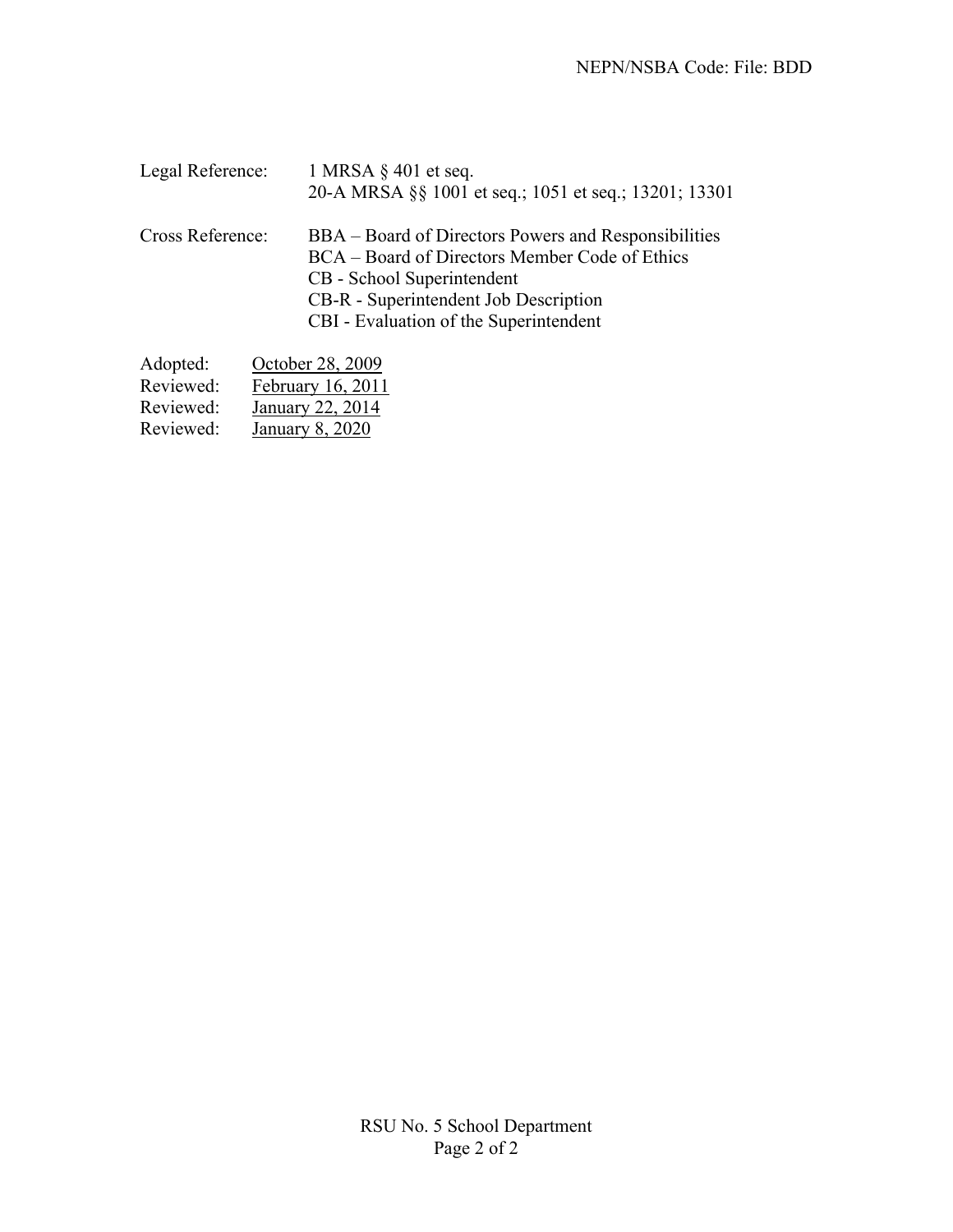Legal Reference: 1 MRSA § 401 et seq.
20-A MRSA §§ 1001 et seq.; 1051 et seq.; 13201; 13301

Cross Reference: BBA – Board of Directors Powers and Responsibilities
BCA – Board of Directors Member Code of Ethics
CB - School Superintendent
CB-R - Superintendent Job Description
CBI - Evaluation of the Superintendent

Adopted: October 28, 2009
Reviewed: February 16, 2011
Reviewed: January 22, 2014
Reviewed: January 8, 2020